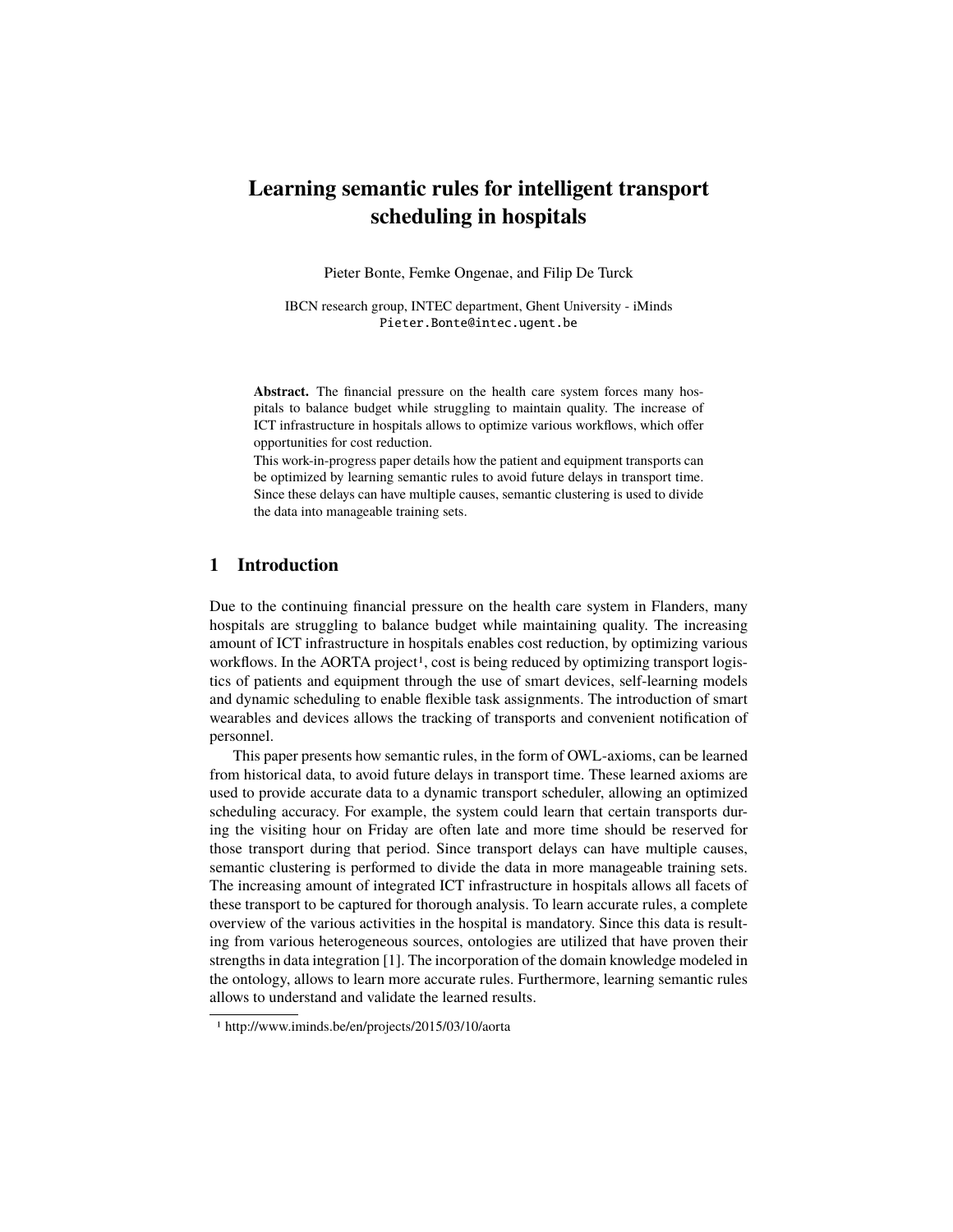# Learning semantic rules for intelligent transport scheduling in hospitals

Pieter Bonte, Femke Ongenae, and Filip De Turck

IBCN research group, INTEC department, Ghent University - iMinds
Pieter.Bonte@intec.ugent.be

**Abstract.** The financial pressure on the health care system forces many hospitals to balance budget while struggling to maintain quality. The increase of ICT infrastructure in hospitals allows to optimize various workflows, which offer opportunities for cost reduction.
This work-in-progress paper details how the patient and equipment transports can be optimized by learning semantic rules to avoid future delays in transport time. Since these delays can have multiple causes, semantic clustering is used to divide the data into manageable training sets.

## 1 Introduction

Due to the continuing financial pressure on the health care system in Flanders, many hospitals are struggling to balance budget while maintaining quality. The increasing amount of ICT infrastructure in hospitals enables cost reduction, by optimizing various workflows. In the AORTA project[1], cost is being reduced by optimizing transport logistics of patients and equipment through the use of smart devices, self-learning models and dynamic scheduling to enable flexible task assignments. The introduction of smart wearables and devices allows the tracking of transports and convenient notification of personnel.

This paper presents how semantic rules, in the form of OWL-axioms, can be learned from historical data, to avoid future delays in transport time. These learned axioms are used to provide accurate data to a dynamic transport scheduler, allowing an optimized scheduling accuracy. For example, the system could learn that certain transports during the visiting hour on Friday are often late and more time should be reserved for those transport during that period. Since transport delays can have multiple causes, semantic clustering is performed to divide the data in more manageable training sets. The increasing amount of integrated ICT infrastructure in hospitals allows all facets of these transport to be captured for thorough analysis. To learn accurate rules, a complete overview of the various activities in the hospital is mandatory. Since this data is resulting from various heterogeneous sources, ontologies are utilized that have proven their strengths in data integration [1]. The incorporation of the domain knowledge modeled in the ontology, allows to learn more accurate rules. Furthermore, learning semantic rules allows to understand and validate the learned results.

[1] http://www.iminds.be/en/projects/2015/03/10/aorta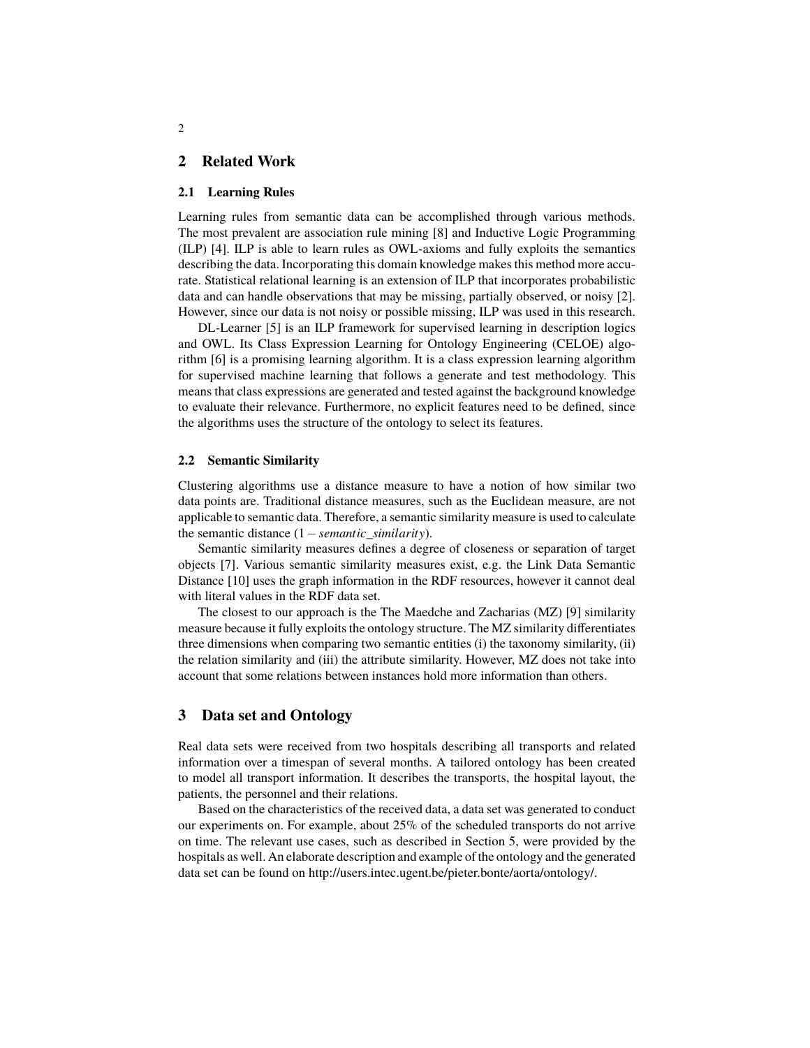## 2 Related Work

### 2.1 Learning Rules

Learning rules from semantic data can be accomplished through various methods. The most prevalent are association rule mining [8] and Inductive Logic Programming (ILP) [4]. ILP is able to learn rules as OWL-axioms and fully exploits the semantics describing the data. Incorporating this domain knowledge makes this method more accurate. Statistical relational learning is an extension of ILP that incorporates probabilistic data and can handle observations that may be missing, partially observed, or noisy [2]. However, since our data is not noisy or possible missing, ILP was used in this research.

DL-Learner [5] is an ILP framework for supervised learning in description logics and OWL. Its Class Expression Learning for Ontology Engineering (CELOE) algorithm [6] is a promising learning algorithm. It is a class expression learning algorithm for supervised machine learning that follows a generate and test methodology. This means that class expressions are generated and tested against the background knowledge to evaluate their relevance. Furthermore, no explicit features need to be defined, since the algorithms uses the structure of the ontology to select its features.

### 2.2 Semantic Similarity

Clustering algorithms use a distance measure to have a notion of how similar two data points are. Traditional distance measures, such as the Euclidean measure, are not applicable to semantic data. Therefore, a semantic similarity measure is used to calculate the semantic distance ($1 - semantic\_similarity$).

Semantic similarity measures defines a degree of closeness or separation of target objects [7]. Various semantic similarity measures exist, e.g. the Link Data Semantic Distance [10] uses the graph information in the RDF resources, however it cannot deal with literal values in the RDF data set.

The closest to our approach is the The Maedche and Zacharias (MZ) [9] similarity measure because it fully exploits the ontology structure. The MZ similarity differentiates three dimensions when comparing two semantic entities (i) the taxonomy similarity, (ii) the relation similarity and (iii) the attribute similarity. However, MZ does not take into account that some relations between instances hold more information than others.

## 3 Data set and Ontology

Real data sets were received from two hospitals describing all transports and related information over a timespan of several months. A tailored ontology has been created to model all transport information. It describes the transports, the hospital layout, the patients, the personnel and their relations.

Based on the characteristics of the received data, a data set was generated to conduct our experiments on. For example, about 25% of the scheduled transports do not arrive on time. The relevant use cases, such as described in Section 5, were provided by the hospitals as well. An elaborate description and example of the ontology and the generated data set can be found on http://users.intec.ugent.be/pieter.bonte/aorta/ontology/.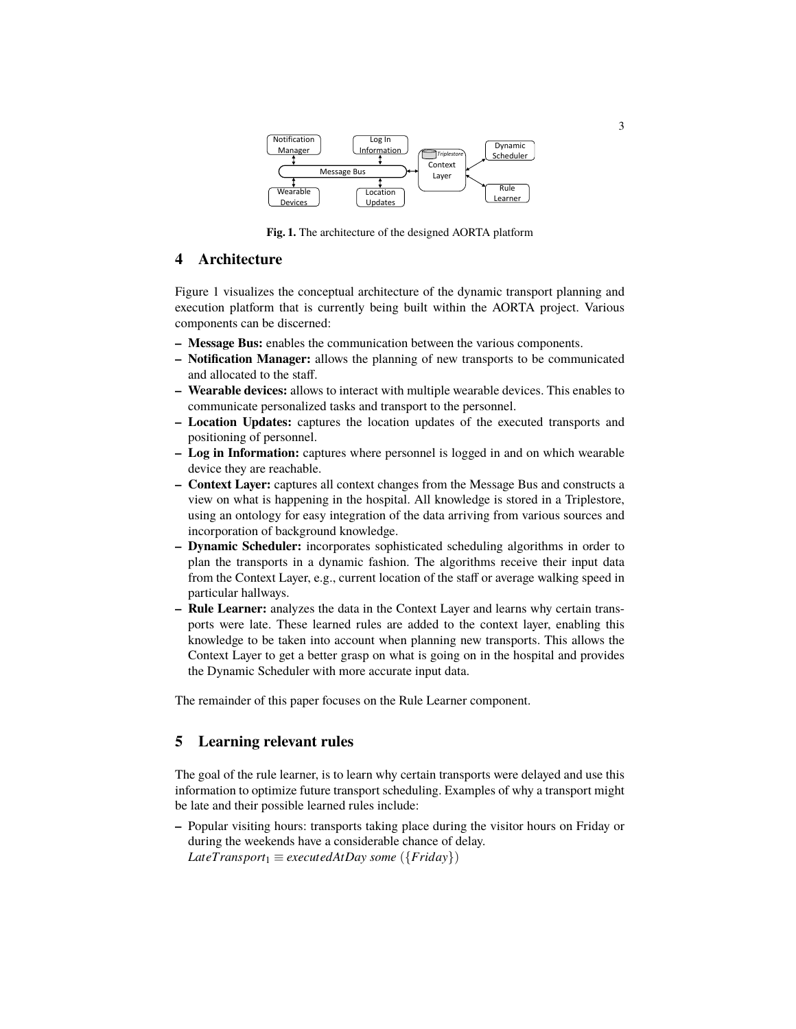Fig. 1. The architecture of the designed AORTA platform

## 4 Architecture

Figure 1 visualizes the conceptual architecture of the dynamic transport planning and execution platform that is currently being built within the AORTA project. Various components can be discerned:

- **Message Bus:** enables the communication between the various components.
- **Notification Manager:** allows the planning of new transports to be communicated and allocated to the staff.
- **Wearable devices:** allows to interact with multiple wearable devices. This enables to communicate personalized tasks and transport to the personnel.
- **Location Updates:** captures the location updates of the executed transports and positioning of personnel.
- **Log in Information:** captures where personnel is logged in and on which wearable device they are reachable.
- **Context Layer:** captures all context changes from the Message Bus and constructs a view on what is happening in the hospital. All knowledge is stored in a Triplestore, using an ontology for easy integration of the data arriving from various sources and incorporation of background knowledge.
- **Dynamic Scheduler:** incorporates sophisticated scheduling algorithms in order to plan the transports in a dynamic fashion. The algorithms receive their input data from the Context Layer, e.g., current location of the staff or average walking speed in particular hallways.
- **Rule Learner:** analyzes the data in the Context Layer and learns why certain transports were late. These learned rules are added to the context layer, enabling this knowledge to be taken into account when planning new transports. This allows the Context Layer to get a better grasp on what is going on in the hospital and provides the Dynamic Scheduler with more accurate input data.

The remainder of this paper focuses on the Rule Learner component.

## 5 Learning relevant rules

The goal of the rule learner, is to learn why certain transports were delayed and use this information to optimize future transport scheduling. Examples of why a transport might be late and their possible learned rules include:

- Popular visiting hours: transports taking place during the visitor hours on Friday or during the weekends have a considerable chance of delay.
  $LateTransport_1 \equiv executedAtDay\ some\ (\{Friday\})$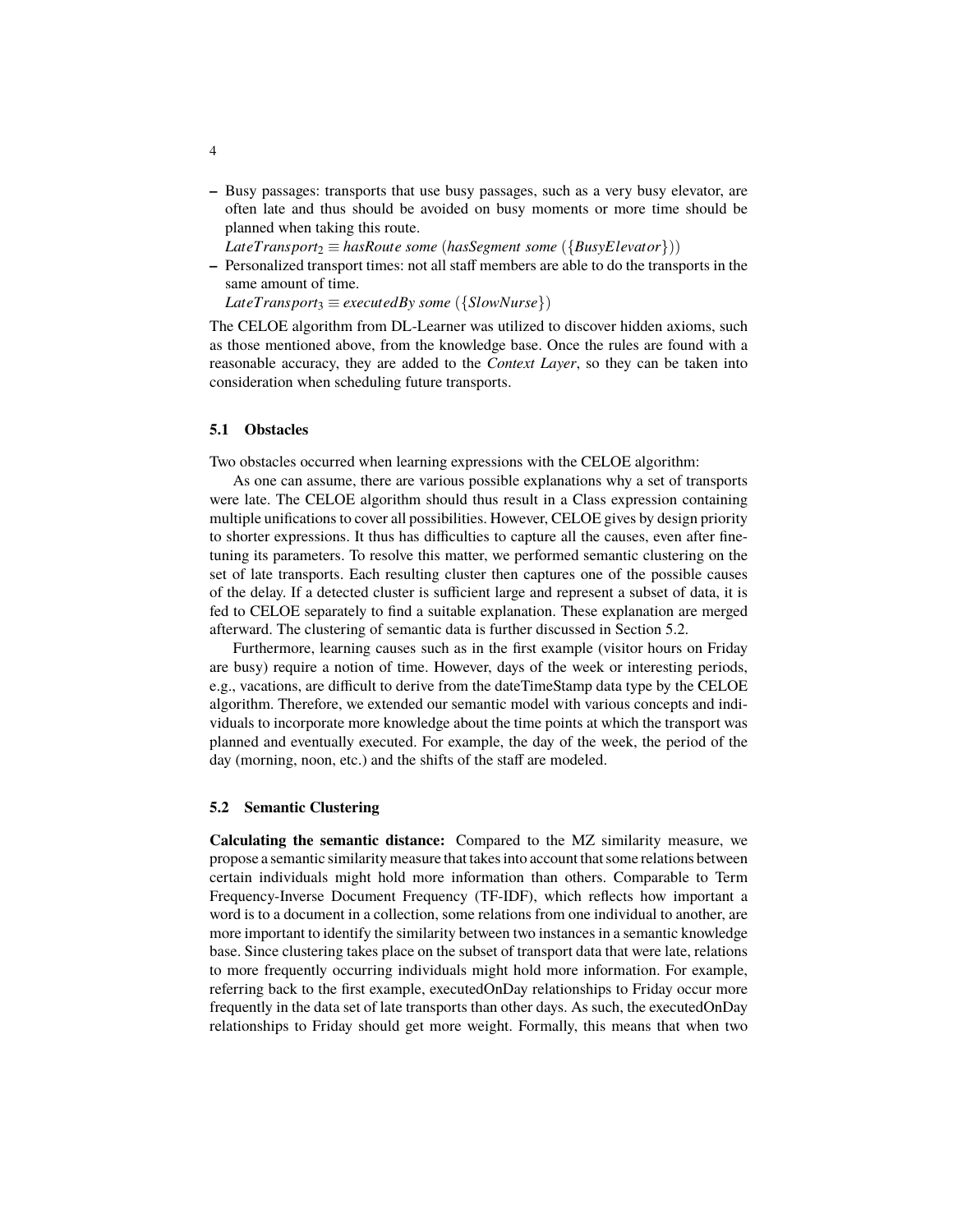- Busy passages: transports that use busy passages, such as a very busy elevator, are often late and thus should be avoided on busy moments or more time should be planned when taking this route.
  $LateTransport_2 \equiv hasRoute\ some\ (hasSegment\ some\ (\{BusyElevator\}))$
- Personalized transport times: not all staff members are able to do the transports in the same amount of time.
  $LateTransport_3 \equiv executedBy\ some\ (\{SlowNurse\})$

The CELOE algorithm from DL-Learner was utilized to discover hidden axioms, such as those mentioned above, from the knowledge base. Once the rules are found with a reasonable accuracy, they are added to the *Context Layer*, so they can be taken into consideration when scheduling future transports.

### 5.1 Obstacles

Two obstacles occurred when learning expressions with the CELOE algorithm:

As one can assume, there are various possible explanations why a set of transports were late. The CELOE algorithm should thus result in a Class expression containing multiple unifications to cover all possibilities. However, CELOE gives by design priority to shorter expressions. It thus has difficulties to capture all the causes, even after fine-tuning its parameters. To resolve this matter, we performed semantic clustering on the set of late transports. Each resulting cluster then captures one of the possible causes of the delay. If a detected cluster is sufficient large and represent a subset of data, it is fed to CELOE separately to find a suitable explanation. These explanation are merged afterward. The clustering of semantic data is further discussed in Section 5.2.

Furthermore, learning causes such as in the first example (visitor hours on Friday are busy) require a notion of time. However, days of the week or interesting periods, e.g., vacations, are difficult to derive from the dateTimeStamp data type by the CELOE algorithm. Therefore, we extended our semantic model with various concepts and individuals to incorporate more knowledge about the time points at which the transport was planned and eventually executed. For example, the day of the week, the period of the day (morning, noon, etc.) and the shifts of the staff are modeled.

### 5.2 Semantic Clustering

**Calculating the semantic distance:** Compared to the MZ similarity measure, we propose a semantic similarity measure that takes into account that some relations between certain individuals might hold more information than others. Comparable to Term Frequency-Inverse Document Frequency (TF-IDF), which reflects how important a word is to a document in a collection, some relations from one individual to another, are more important to identify the similarity between two instances in a semantic knowledge base. Since clustering takes place on the subset of transport data that were late, relations to more frequently occurring individuals might hold more information. For example, referring back to the first example, executedOnDay relationships to Friday occur more frequently in the data set of late transports than other days. As such, the executedOnDay relationships to Friday should get more weight. Formally, this means that when two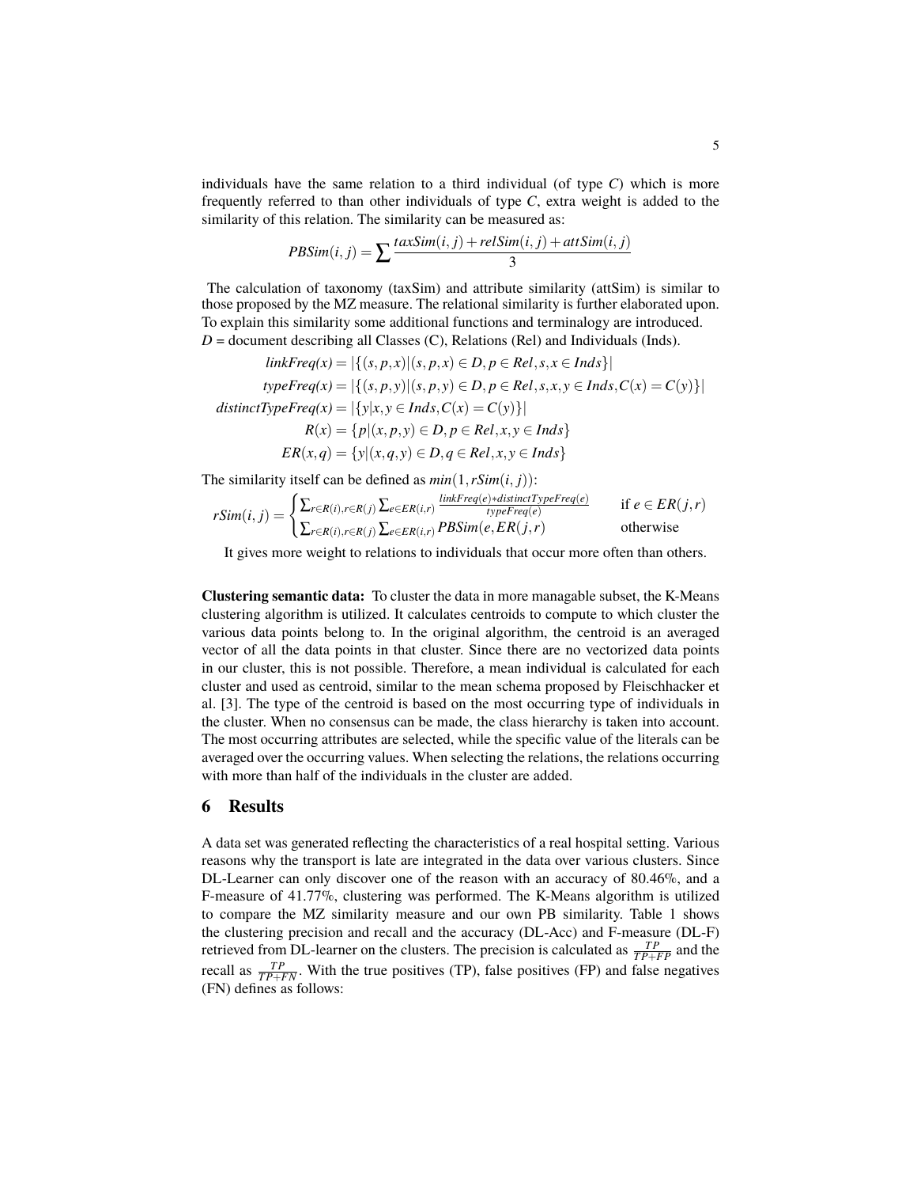individuals have the same relation to a third individual (of type $C$) which is more frequently referred to than other individuals of type $C$, extra weight is added to the similarity of this relation. The similarity can be measured as:

$$PBSim(i,j) = \sum \frac{taxSim(i,j) + relSim(i,j) + attSim(i,j)}{3}$$

The calculation of taxonomy (taxSim) and attribute similarity (attSim) is similar to those proposed by the MZ measure. The relational similarity is further elaborated upon. To explain this similarity some additional functions and terminology are introduced.
$D$ = document describing all Classes (C), Relations (Rel) and Individuals (Inds).

$$linkFreq(x) = |\{(s,p,x)|(s,p,x) \in D, p \in Rel, s,x \in Inds\}|$$

$$typeFreq(x) = |\{(s,p,y)|(s,p,y) \in D, p \in Rel, s,x,y \in Inds, C(x) = C(y)\}|$$

$$distinctTypeFreq(x) = |\{y|x,y \in Inds, C(x) = C(y)\}|$$

$$R(x) = \{p|(x,p,y) \in D, p \in Rel, x,y \in Inds\}$$

$$ER(x,q) = \{y|(x,q,y) \in D, q \in Rel, x,y \in Inds\}$$

The similarity itself can be defined as $min(1, rSim(i,j))$:

$$rSim(i,j) = \begin{cases} \sum_{r \in R(i), r \in R(j)} \sum_{e \in ER(i,r)} \frac{linkFreq(e) * distinctTypeFreq(e)}{typeFreq(e)} & \text{if } e \in ER(j,r) \\ \sum_{r \in R(i), r \in R(j)} \sum_{e \in ER(i,r)} PBSim(e, ER(j,r)) & \text{otherwise} \end{cases}$$

It gives more weight to relations to individuals that occur more often than others.

**Clustering semantic data:** To cluster the data in more managable subset, the K-Means clustering algorithm is utilized. It calculates centroids to compute to which cluster the various data points belong to. In the original algorithm, the centroid is an averaged vector of all the data points in that cluster. Since there are no vectorized data points in our cluster, this is not possible. Therefore, a mean individual is calculated for each cluster and used as centroid, similar to the mean schema proposed by Fleischhacker et al. [3]. The type of the centroid is based on the most occurring type of individuals in the cluster. When no consensus can be made, the class hierarchy is taken into account. The most occurring attributes are selected, while the specific value of the literals can be averaged over the occurring values. When selecting the relations, the relations occurring with more than half of the individuals in the cluster are added.

## 6 Results

A data set was generated reflecting the characteristics of a real hospital setting. Various reasons why the transport is late are integrated in the data over various clusters. Since DL-Learner can only discover one of the reason with an accuracy of 80.46%, and a F-measure of 41.77%, clustering was performed. The K-Means algorithm is utilized to compare the MZ similarity measure and our own PB similarity. Table 1 shows the clustering precision and recall and the accuracy (DL-Acc) and F-measure (DL-F) retrieved from DL-learner on the clusters. The precision is calculated as $\frac{TP}{TP+FP}$ and the recall as $\frac{TP}{TP+FN}$. With the true positives (TP), false positives (FP) and false negatives (FN) defines as follows: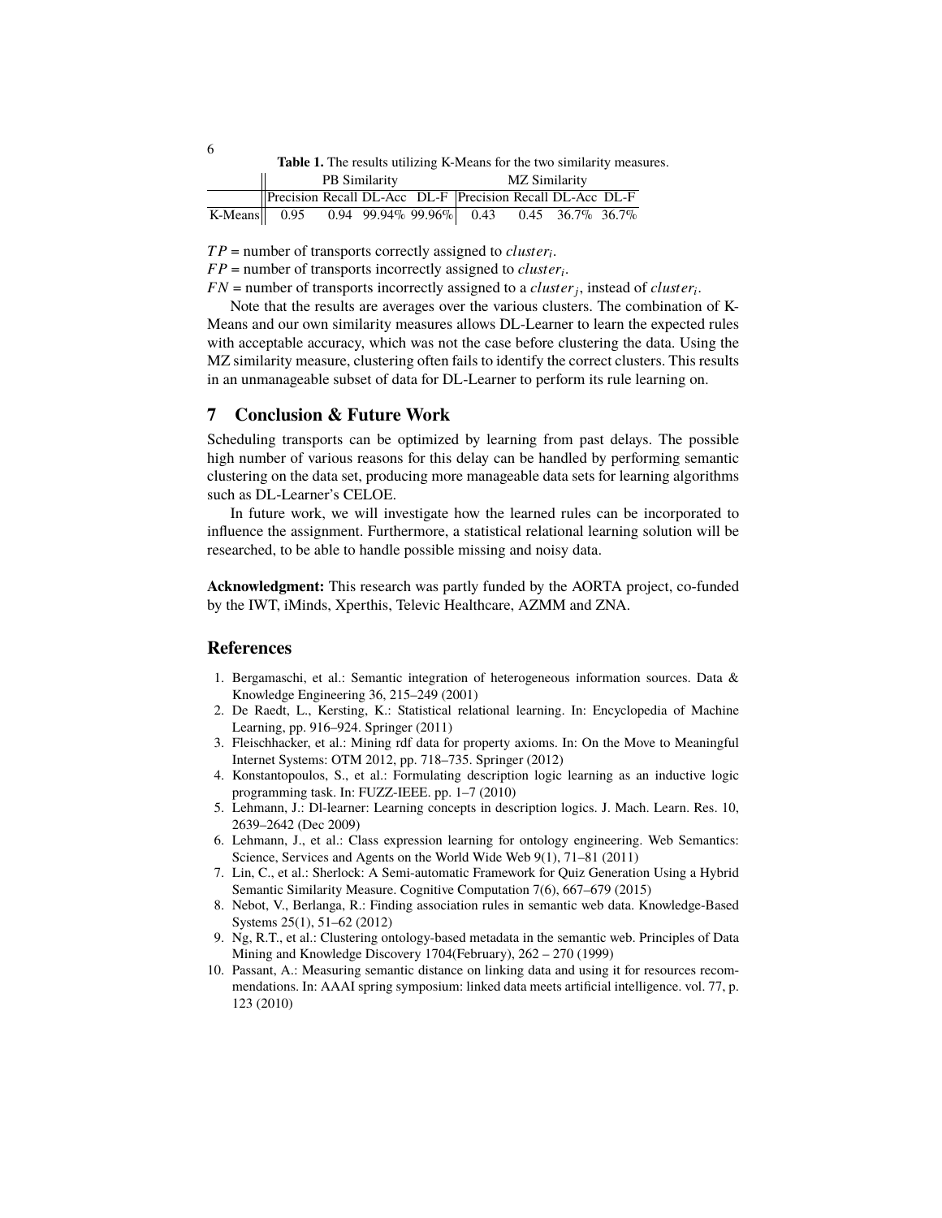**Table 1.** The results utilizing K-Means for the two similarity measures.

| | PB Similarity | | | | MZ Similarity | | | |
|---|---|---|---|---|---|---|---|---|
| | Precision | Recall | DL-Acc | DL-F | Precision | Recall | DL-Acc | DL-F |
| K-Means | 0.95 | 0.94 | 99.94% | 99.96% | 0.43 | 0.45 | 36.7% | 36.7% |

$TP$ = number of transports correctly assigned to $cluster_i$.
$FP$ = number of transports incorrectly assigned to $cluster_i$.
$FN$ = number of transports incorrectly assigned to a $cluster_j$, instead of $cluster_i$.

Note that the results are averages over the various clusters. The combination of K-Means and our own similarity measures allows DL-Learner to learn the expected rules with acceptable accuracy, which was not the case before clustering the data. Using the MZ similarity measure, clustering often fails to identify the correct clusters. This results in an unmanageable subset of data for DL-Learner to perform its rule learning on.

## 7 Conclusion & Future Work

Scheduling transports can be optimized by learning from past delays. The possible high number of various reasons for this delay can be handled by performing semantic clustering on the data set, producing more manageable data sets for learning algorithms such as DL-Learner's CELOE.

In future work, we will investigate how the learned rules can be incorporated to influence the assignment. Furthermore, a statistical relational learning solution will be researched, to be able to handle possible missing and noisy data.

**Acknowledgment:** This research was partly funded by the AORTA project, co-funded by the IWT, iMinds, Xperthis, Televic Healthcare, AZMM and ZNA.

## References

1. Bergamaschi, et al.: Semantic integration of heterogeneous information sources. Data & Knowledge Engineering 36, 215–249 (2001)
2. De Raedt, L., Kersting, K.: Statistical relational learning. In: Encyclopedia of Machine Learning, pp. 916–924. Springer (2011)
3. Fleischhacker, et al.: Mining rdf data for property axioms. In: On the Move to Meaningful Internet Systems: OTM 2012, pp. 718–735. Springer (2012)
4. Konstantopoulos, S., et al.: Formulating description logic learning as an inductive logic programming task. In: FUZZ-IEEE. pp. 1–7 (2010)
5. Lehmann, J.: Dl-learner: Learning concepts in description logics. J. Mach. Learn. Res. 10, 2639–2642 (Dec 2009)
6. Lehmann, J., et al.: Class expression learning for ontology engineering. Web Semantics: Science, Services and Agents on the World Wide Web 9(1), 71–81 (2011)
7. Lin, C., et al.: Sherlock: A Semi-automatic Framework for Quiz Generation Using a Hybrid Semantic Similarity Measure. Cognitive Computation 7(6), 667–679 (2015)
8. Nebot, V., Berlanga, R.: Finding association rules in semantic web data. Knowledge-Based Systems 25(1), 51–62 (2012)
9. Ng, R.T., et al.: Clustering ontology-based metadata in the semantic web. Principles of Data Mining and Knowledge Discovery 1704(February), 262 – 270 (1999)
10. Passant, A.: Measuring semantic distance on linking data and using it for resources recommendations. In: AAAI spring symposium: linked data meets artificial intelligence. vol. 77, p. 123 (2010)